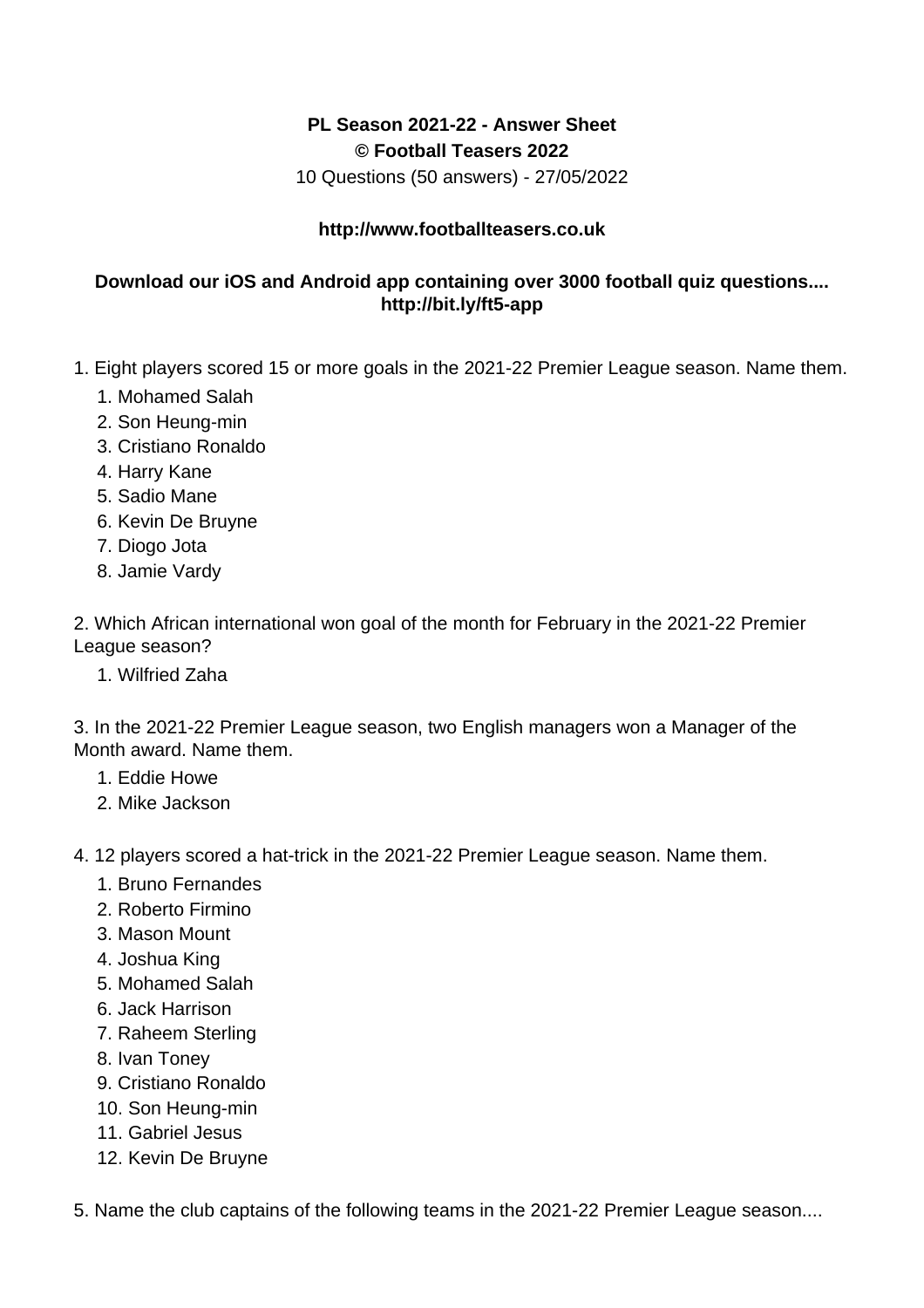**PL Season 2021-22 - Answer Sheet**
**© Football Teasers 2022**
10 Questions (50 answers) - 27/05/2022

**http://www.footballteasers.co.uk**

**Download our iOS and Android app containing over 3000 football quiz questions.... http://bit.ly/ft5-app**

1. Eight players scored 15 or more goals in the 2021-22 Premier League season. Name them.
    1. Mohamed Salah
    2. Son Heung-min
    3. Cristiano Ronaldo
    4. Harry Kane
    5. Sadio Mane
    6. Kevin De Bruyne
    7. Diogo Jota
    8. Jamie Vardy

2. Which African international won goal of the month for February in the 2021-22 Premier League season?
    1. Wilfried Zaha

3. In the 2021-22 Premier League season, two English managers won a Manager of the Month award. Name them.
    1. Eddie Howe
    2. Mike Jackson

4. 12 players scored a hat-trick in the 2021-22 Premier League season. Name them.
    1. Bruno Fernandes
    2. Roberto Firmino
    3. Mason Mount
    4. Joshua King
    5. Mohamed Salah
    6. Jack Harrison
    7. Raheem Sterling
    8. Ivan Toney
    9. Cristiano Ronaldo
    10. Son Heung-min
    11. Gabriel Jesus
    12. Kevin De Bruyne

5. Name the club captains of the following teams in the 2021-22 Premier League season....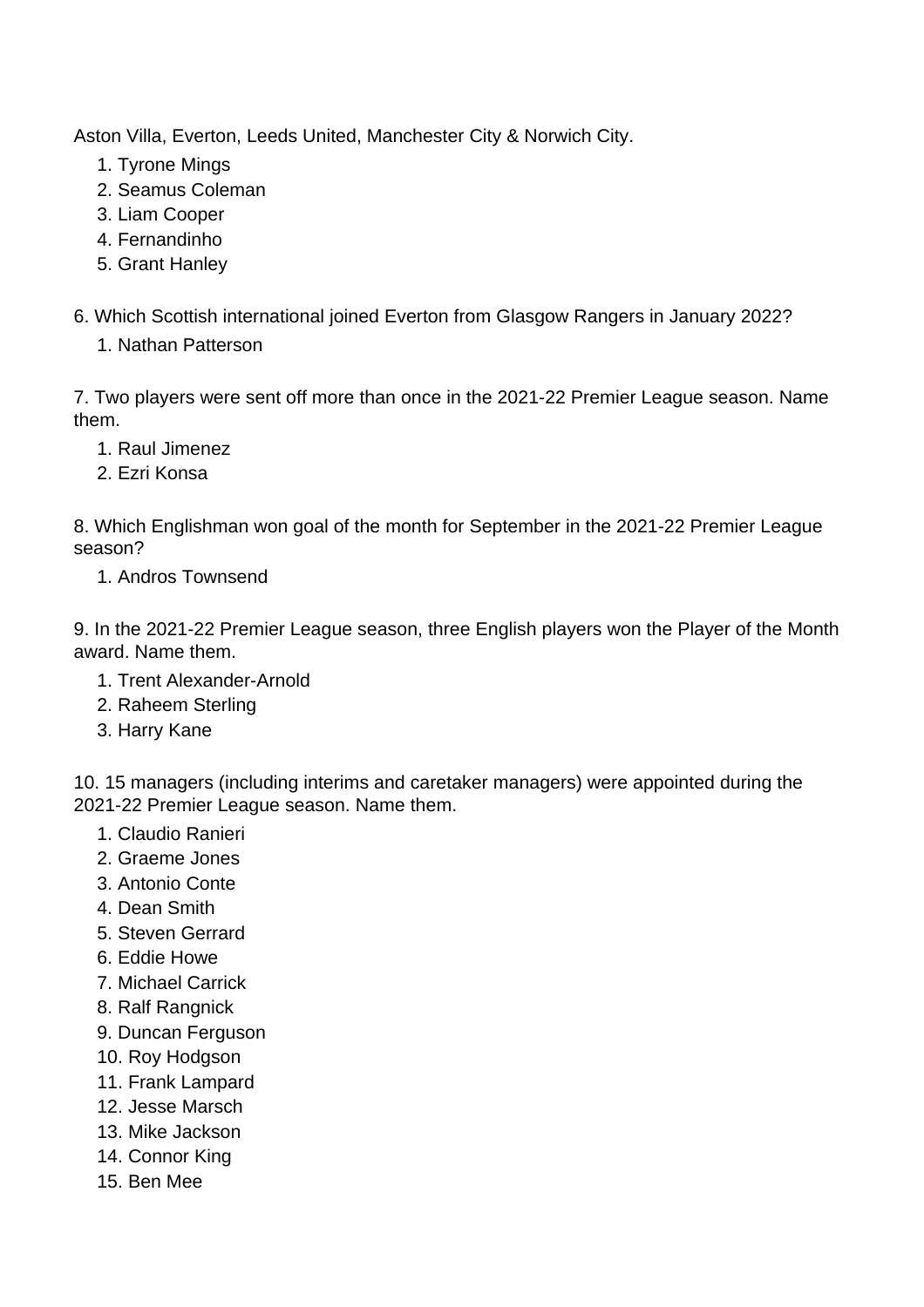Aston Villa, Everton, Leeds United, Manchester City & Norwich City.

1. Tyrone Mings
2. Seamus Coleman
3. Liam Cooper
4. Fernandinho
5. Grant Hanley

6. Which Scottish international joined Everton from Glasgow Rangers in January 2022?

1. Nathan Patterson

7. Two players were sent off more than once in the 2021-22 Premier League season. Name them.

1. Raul Jimenez
2. Ezri Konsa

8. Which Englishman won goal of the month for September in the 2021-22 Premier League season?

1. Andros Townsend

9. In the 2021-22 Premier League season, three English players won the Player of the Month award. Name them.

1. Trent Alexander-Arnold
2. Raheem Sterling
3. Harry Kane

10. 15 managers (including interims and caretaker managers) were appointed during the 2021-22 Premier League season. Name them.

1. Claudio Ranieri
2. Graeme Jones
3. Antonio Conte
4. Dean Smith
5. Steven Gerrard
6. Eddie Howe
7. Michael Carrick
8. Ralf Rangnick
9. Duncan Ferguson
10. Roy Hodgson
11. Frank Lampard
12. Jesse Marsch
13. Mike Jackson
14. Connor King
15. Ben Mee